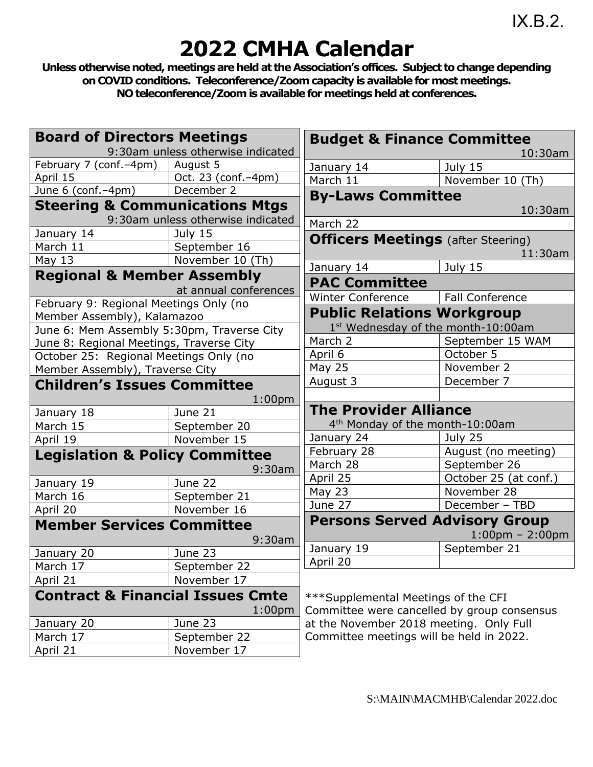IX.B.2.

# 2022 CMHA Calendar

**Unless otherwise noted, meetings are held at the Association's offices. Subject to change depending on COVID conditions. Teleconference/Zoom capacity is available for most meetings. NO teleconference/Zoom is available for meetings held at conferences.**

## Board of Directors Meetings

9:30am unless otherwise indicated

| | |
|---|---|
| February 7 (conf.–4pm) | August 5 |
| April 15 | Oct. 23 (conf.–4pm) |
| June 6 (conf.–4pm) | December 2 |

## Steering & Communications Mtgs

9:30am unless otherwise indicated

| | |
|---|---|
| January 14 | July 15 |
| March 11 | September 16 |
| May 13 | November 10 (Th) |

## Regional & Member Assembly

at annual conferences

- February 9: Regional Meetings Only (no Member Assembly), Kalamazoo
- June 6: Mem Assembly 5:30pm, Traverse City
- June 8: Regional Meetings, Traverse City
- October 25: Regional Meetings Only (no Member Assembly), Traverse City

## Children's Issues Committee

1:00pm

| | |
|---|---|
| January 18 | June 21 |
| March 15 | September 20 |
| April 19 | November 15 |

## Legislation & Policy Committee

9:30am

| | |
|---|---|
| January 19 | June 22 |
| March 16 | September 21 |
| April 20 | November 16 |

## Member Services Committee

9:30am

| | |
|---|---|
| January 20 | June 23 |
| March 17 | September 22 |
| April 21 | November 17 |

## Contract & Financial Issues Cmte

1:00pm

| | |
|---|---|
| January 20 | June 23 |
| March 17 | September 22 |
| April 21 | November 17 |

## Budget & Finance Committee

10:30am

| | |
|---|---|
| January 14 | July 15 |
| March 11 | November 10 (Th) |

## By-Laws Committee

10:30am

| |
|---|
| March 22 |

## Officers Meetings (after Steering)

11:30am

| | |
|---|---|
| January 14 | July 15 |

## PAC Committee

| | |
|---|---|
| Winter Conference | Fall Conference |

## Public Relations Workgroup

1st Wednesday of the month-10:00am

| | |
|---|---|
| March 2 | September 15 WAM |
| April 6 | October 5 |
| May 25 | November 2 |
| August 3 | December 7 |

## The Provider Alliance

4th Monday of the month-10:00am

| | |
|---|---|
| January 24 | July 25 |
| February 28 | August (no meeting) |
| March 28 | September 26 |
| April 25 | October 25 (at conf.) |
| May 23 | November 28 |
| June 27 | December – TBD |

## Persons Served Advisory Group

1:00pm – 2:00pm

| | |
|---|---|
| January 19 | September 21 |
| April 20 | |

***Supplemental Meetings of the CFI Committee were cancelled by group consensus at the November 2018 meeting. Only Full Committee meetings will be held in 2022.

S:\MAIN\MACMHB\Calendar 2022.doc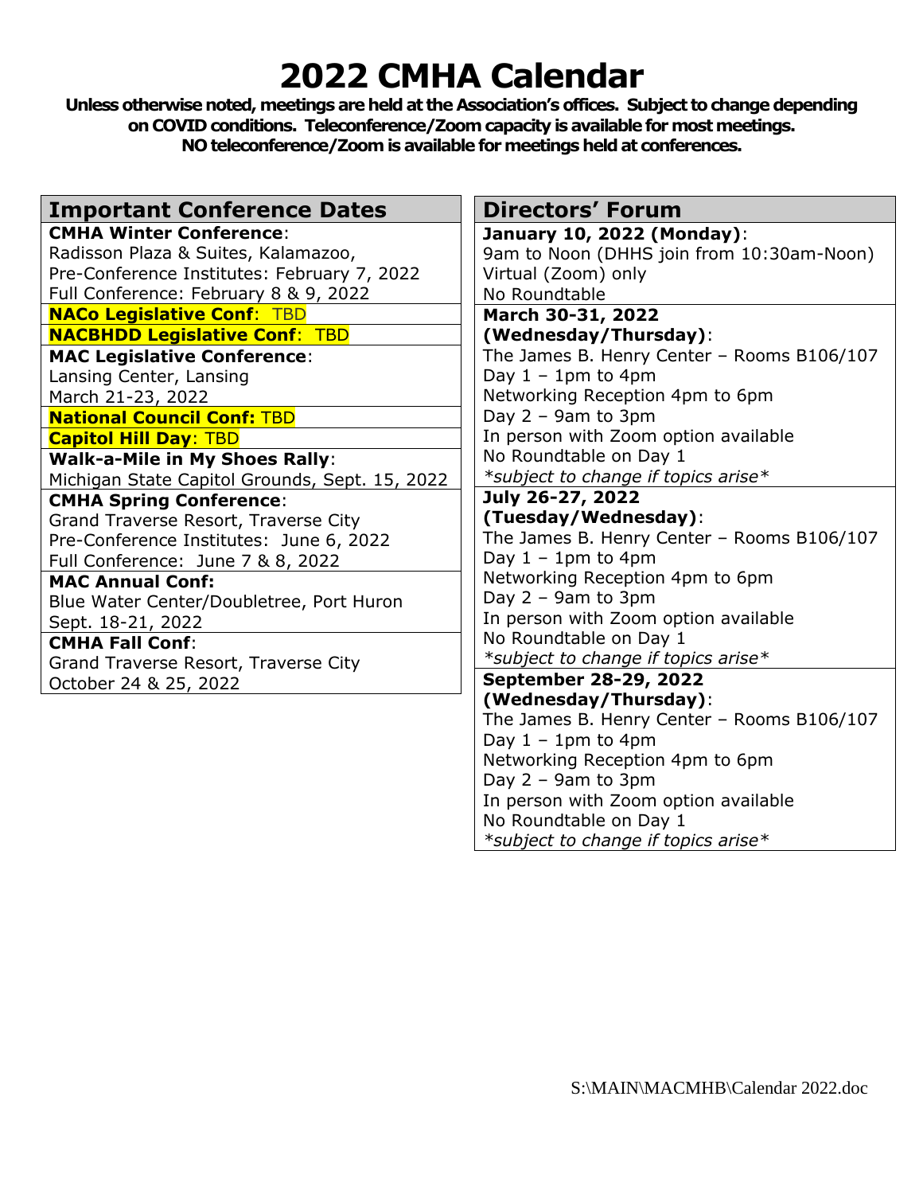# 2022 CMHA Calendar

**Unless otherwise noted, meetings are held at the Association's offices. Subject to change depending on COVID conditions. Teleconference/Zoom capacity is available for most meetings. NO teleconference/Zoom is available for meetings held at conferences.**

## Important Conference Dates

**CMHA Winter Conference**:
Radisson Plaza & Suites, Kalamazoo,
Pre-Conference Institutes: February 7, 2022
Full Conference: February 8 & 9, 2022

**NACo Legislative Conf**: TBD

**NACBHDD Legislative Conf**: TBD

**MAC Legislative Conference**:
Lansing Center, Lansing
March 21-23, 2022

**National Council Conf:** TBD

**Capitol Hill Day**: TBD

**Walk-a-Mile in My Shoes Rally**:
Michigan State Capitol Grounds, Sept. 15, 2022

**CMHA Spring Conference**:
Grand Traverse Resort, Traverse City
Pre-Conference Institutes: June 6, 2022
Full Conference: June 7 & 8, 2022

**MAC Annual Conf:**
Blue Water Center/Doubletree, Port Huron
Sept. 18-21, 2022

**CMHA Fall Conf**:
Grand Traverse Resort, Traverse City
October 24 & 25, 2022

## Directors' Forum

**January 10, 2022 (Monday)**:
9am to Noon (DHHS join from 10:30am-Noon)
Virtual (Zoom) only
No Roundtable

**March 30-31, 2022 (Wednesday/Thursday)**:
The James B. Henry Center – Rooms B106/107
Day 1 – 1pm to 4pm
Networking Reception 4pm to 6pm
Day 2 – 9am to 3pm
In person with Zoom option available
No Roundtable on Day 1
*\*subject to change if topics arise\**

**July 26-27, 2022 (Tuesday/Wednesday)**:
The James B. Henry Center – Rooms B106/107
Day 1 – 1pm to 4pm
Networking Reception 4pm to 6pm
Day 2 – 9am to 3pm
In person with Zoom option available
No Roundtable on Day 1
*\*subject to change if topics arise\**

**September 28-29, 2022 (Wednesday/Thursday)**:
The James B. Henry Center – Rooms B106/107
Day 1 – 1pm to 4pm
Networking Reception 4pm to 6pm
Day 2 – 9am to 3pm
In person with Zoom option available
No Roundtable on Day 1
*\*subject to change if topics arise\**

S:\MAIN\MACMHB\Calendar 2022.doc